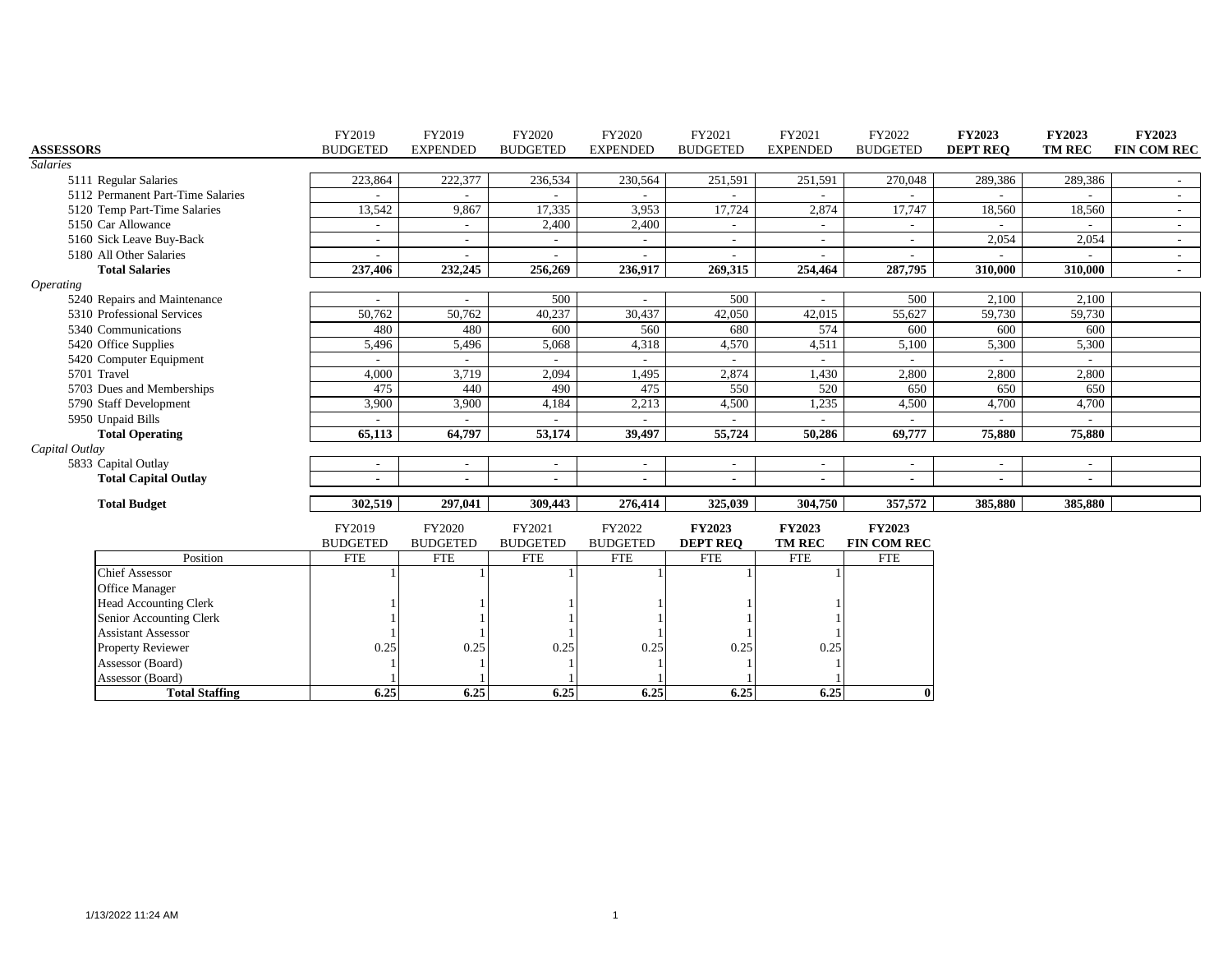| ASSESSORS | FY2019 BUDGETED | FY2019 EXPENDED | FY2020 BUDGETED | FY2020 EXPENDED | FY2021 BUDGETED | FY2021 EXPENDED | FY2022 BUDGETED | **FY2023 DEPT REQ** | **FY2023 TM REC** | **FY2023 FIN COM REC** |
|---|---|---|---|---|---|---|---|---|---|---|
| *Salaries* | | | | | | | | | | |
| 5111 Regular Salaries | 223,864 | 222,377 | 236,534 | 230,564 | 251,591 | 251,591 | 270,048 | 289,386 | 289,386 | - |
| 5112 Permanent Part-Time Salaries | - | - | - | - | - | - | - | - | - | - |
| 5120 Temp Part-Time Salaries | 13,542 | 9,867 | 17,335 | 3,953 | 17,724 | 2,874 | 17,747 | 18,560 | 18,560 | - |
| 5150 Car Allowance | - | - | 2,400 | 2,400 | - | - | - | - | - | - |
| 5160 Sick Leave Buy-Back | - | - | - | - | - | - | - | 2,054 | 2,054 | - |
| 5180 All Other Salaries | - | - | - | - | - | - | - | - | - | - |
| **Total Salaries** | **237,406** | **232,245** | **256,269** | **236,917** | **269,315** | **254,464** | **287,795** | **310,000** | **310,000** | **-** |
| *Operating* | | | | | | | | | | |
| 5240 Repairs and Maintenance | - | - | 500 | - | 500 | - | 500 | 2,100 | 2,100 | |
| 5310 Professional Services | 50,762 | 50,762 | 40,237 | 30,437 | 42,050 | 42,015 | 55,627 | 59,730 | 59,730 | |
| 5340 Communications | 480 | 480 | 600 | 560 | 680 | 574 | 600 | 600 | 600 | |
| 5420 Office Supplies | 5,496 | 5,496 | 5,068 | 4,318 | 4,570 | 4,511 | 5,100 | 5,300 | 5,300 | |
| 5420 Computer Equipment | - | - | - | - | - | - | - | - | - | |
| 5701 Travel | 4,000 | 3,719 | 2,094 | 1,495 | 2,874 | 1,430 | 2,800 | 2,800 | 2,800 | |
| 5703 Dues and Memberships | 475 | 440 | 490 | 475 | 550 | 520 | 650 | 650 | 650 | |
| 5790 Staff Development | 3,900 | 3,900 | 4,184 | 2,213 | 4,500 | 1,235 | 4,500 | 4,700 | 4,700 | |
| 5950 Unpaid Bills | - | - | - | - | - | - | - | - | - | |
| **Total Operating** | **65,113** | **64,797** | **53,174** | **39,497** | **55,724** | **50,286** | **69,777** | **75,880** | **75,880** | |
| *Capital Outlay* | | | | | | | | | | |
| 5833 Capital Outlay | - | - | - | - | - | - | - | - | - | |
| **Total Capital Outlay** | **-** | **-** | **-** | **-** | **-** | **-** | **-** | **-** | **-** | |
| **Total Budget** | **302,519** | **297,041** | **309,443** | **276,414** | **325,039** | **304,750** | **357,572** | **385,880** | **385,880** | |

| Position | FY2019 BUDGETED FTE | FY2020 BUDGETED FTE | FY2021 BUDGETED FTE | FY2022 BUDGETED FTE | **FY2023 DEPT REQ** FTE | **FY2023 TM REC** FTE | **FY2023 FIN COM REC** FTE |
|---|---|---|---|---|---|---|---|
| Chief Assessor | 1 | 1 | 1 | 1 | 1 | 1 | |
| Office Manager | | | | | | | |
| Head Accounting Clerk | 1 | 1 | 1 | 1 | 1 | 1 | |
| Senior Accounting Clerk | 1 | 1 | 1 | 1 | 1 | 1 | |
| Assistant Assessor | 1 | 1 | 1 | 1 | 1 | 1 | |
| Property Reviewer | 0.25 | 0.25 | 0.25 | 0.25 | 0.25 | 0.25 | |
| Assessor (Board) | 1 | 1 | 1 | 1 | 1 | 1 | |
| Assessor (Board) | 1 | 1 | 1 | 1 | 1 | 1 | |
| **Total Staffing** | **6.25** | **6.25** | **6.25** | **6.25** | **6.25** | **6.25** | **0** |

1/13/2022 11:24 AM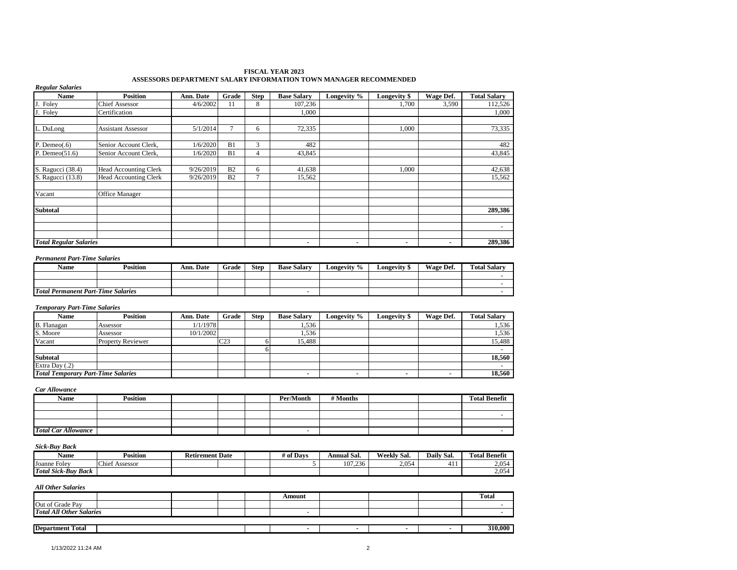# FISCAL YEAR 2023
## ASSESSORS DEPARTMENT SALARY INFORMATION TOWN MANAGER RECOMMENDED

*Regular Salaries*

| Name | Position | Ann. Date | Grade | Step | Base Salary | Longevity % | Longevity $ | Wage Def. | Total Salary |
|---|---|---|---|---|---|---|---|---|---|
| J. Foley | Chief Assessor | 4/6/2002 | 11 | 8 | 107,236 | | 1,700 | 3,590 | 112,526 |
| J. Foley | Certification | | | | 1,000 | | | | 1,000 |
| | | | | | | | | | |
| L. DuLong | Assistant Assessor | 5/1/2014 | 7 | 6 | 72,335 | | 1,000 | | 73,335 |
| | | | | | | | | | |
| P. Demeo(.6) | Senior Account Clerk, | 1/6/2020 | B1 | 3 | 482 | | | | 482 |
| P. Demeo(51.6) | Senior Account Clerk, | 1/6/2020 | B1 | 4 | 43,845 | | | | 43,845 |
| | | | | | | | | | |
| S. Ragucci (38.4) | Head Accounting Clerk | 9/26/2019 | B2 | 6 | 41,638 | | 1,000 | | 42,638 |
| S. Ragucci (13.8) | Head Accounting Clerk | 9/26/2019 | B2 | 7 | 15,562 | | | | 15,562 |
| | | | | | | | | | |
| Vacant | Office Manager | | | | | | | | |
| | | | | | | | | | |
| **Subtotal** | | | | | | | | | **289,386** |
| | | | | | | | | | |
| | | | | | | | | | - |
| | | | | | | | | | |
| ***Total Regular Salaries*** | | | | | - | - | - | - | **289,386** |

*Permanent Part-Time Salaries*

| Name | Position | Ann. Date | Grade | Step | Base Salary | Longevity % | Longevity $ | Wage Def. | Total Salary |
|---|---|---|---|---|---|---|---|---|---|
| | | | | | | | | | - |
| | | | | | | | | | - |
| ***Total Permanent Part-Time Salaries*** | | | | | - | | | | - |

*Temporary Part-Time Salaries*

| Name | Position | Ann. Date | Grade | Step | Base Salary | Longevity % | Longevity $ | Wage Def. | Total Salary |
|---|---|---|---|---|---|---|---|---|---|
| B. Flanagan | Assessor | 1/1/1978 | | | 1,536 | | | | 1,536 |
| S. Moore | Assessor | 10/1/2002 | | | 1,536 | | | | 1,536 |
| Vacant | Property Reviewer | | C23 | 6 | 15,488 | | | | 15,488 |
| | | | | 6 | | | | | - |
| **Subtotal** | | | | | | | | | **18,560** |
| Extra Day (.2) | | | | | | | | | - |
| ***Total Temporary Part-Time Salaries*** | | | | | - | - | - | - | **18,560** |

*Car Allowance*

| Name | Position | | | | Per/Month | # Months | | | Total Benefit |
|---|---|---|---|---|---|---|---|---|---|
| | | | | | | | | | |
| | | | | | | | | | - |
| | | | | | | | | | |
| ***Total Car Allowance*** | | | | | - | | | | - |

*Sick-Buy Back*

| Name | Position | Retirement Date | | | # of Days | Annual Sal. | Weekly Sal. | Daily Sal. | Total Benefit |
|---|---|---|---|---|---|---|---|---|---|
| Joanne Foley | Chief Assessor | | | | 5 | 107,236 | 2,054 | 411 | 2,054 |
| ***Total Sick-Buy Back*** | | | | | | | | | 2,054 |

*All Other Salaries*

| | | | | | Amount | | | | Total |
|---|---|---|---|---|---|---|---|---|---|
| Out of Grade Pay | | | | | | | | | - |
| ***Total All Other Salaries*** | | | | | - | | | | - |
| | | | | | | | | | |
| **Department Total** | | | | | - | - | - | - | **310,000** |

1/13/2022 11:24 AM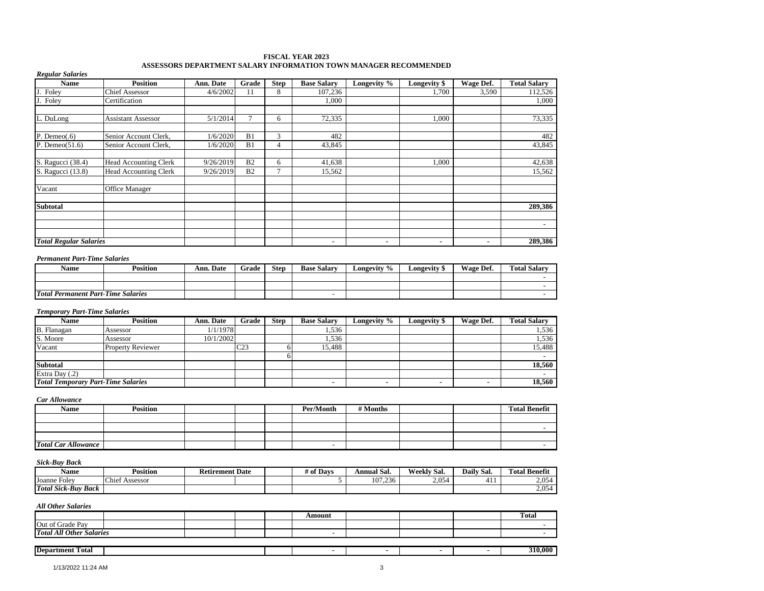# FISCAL YEAR 2023
## ASSESSORS DEPARTMENT SALARY INFORMATION TOWN MANAGER RECOMMENDED

***Regular Salaries***

| Name | Position | Ann. Date | Grade | Step | Base Salary | Longevity % | Longevity $ | Wage Def. | Total Salary |
|---|---|---|---|---|---|---|---|---|---|
| J. Foley | Chief Assessor | 4/6/2002 | 11 | 8 | 107,236 | | 1,700 | 3,590 | 112,526 |
| J. Foley | Certification | | | | 1,000 | | | | 1,000 |
| | | | | | | | | | |
| L. DuLong | Assistant Assessor | 5/1/2014 | 7 | 6 | 72,335 | | 1,000 | | 73,335 |
| | | | | | | | | | |
| P. Demeo(.6) | Senior Account Clerk, | 1/6/2020 | B1 | 3 | 482 | | | | 482 |
| P. Demeo(51.6) | Senior Account Clerk, | 1/6/2020 | B1 | 4 | 43,845 | | | | 43,845 |
| | | | | | | | | | |
| S. Ragucci (38.4) | Head Accounting Clerk | 9/26/2019 | B2 | 6 | 41,638 | | 1,000 | | 42,638 |
| S. Ragucci (13.8) | Head Accounting Clerk | 9/26/2019 | B2 | 7 | 15,562 | | | | 15,562 |
| | | | | | | | | | |
| Vacant | Office Manager | | | | | | | | |
| | | | | | | | | | |
| **Subtotal** | | | | | | | | | **289,386** |
| | | | | | | | | | |
| | | | | | | | | | - |
| | | | | | | | | | |
| ***Total Regular Salaries*** | | | | | - | - | - | - | **289,386** |

***Permanent Part-Time Salaries***

| Name | Position | Ann. Date | Grade | Step | Base Salary | Longevity % | Longevity $ | Wage Def. | Total Salary |
|---|---|---|---|---|---|---|---|---|---|
| | | | | | | | | | - |
| | | | | | | | | | - |
| ***Total Permanent Part-Time Salaries*** | | | | | - | | | | - |

***Temporary Part-Time Salaries***

| Name | Position | Ann. Date | Grade | Step | Base Salary | Longevity % | Longevity $ | Wage Def. | Total Salary |
|---|---|---|---|---|---|---|---|---|---|
| B. Flanagan | Assessor | 1/1/1978 | | | 1,536 | | | | 1,536 |
| S. Moore | Assessor | 10/1/2002 | | | 1,536 | | | | 1,536 |
| Vacant | Property Reviewer | | C23 | 6 | 15,488 | | | | 15,488 |
| | | | | 6 | | | | | - |
| **Subtotal** | | | | | | | | | **18,560** |
| Extra Day (.2) | | | | | | | | | - |
| ***Total Temporary Part-Time Salaries*** | | | | | - | - | - | - | **18,560** |

***Car Allowance***

| Name | Position | | | | Per/Month | # Months | | | Total Benefit |
|---|---|---|---|---|---|---|---|---|---|
| | | | | | | | | | |
| | | | | | | | | | - |
| | | | | | | | | | |
| ***Total Car Allowance*** | | | | | - | | | | - |

***Sick-Buy Back***

| Name | Position | Retirement Date | | | # of Days | Annual Sal. | Weekly Sal. | Daily Sal. | Total Benefit |
|---|---|---|---|---|---|---|---|---|---|
| Joanne Foley | Chief Assessor | | | | 5 | 107,236 | 2,054 | 411 | 2,054 |
| ***Total Sick-Buy Back*** | | | | | | | | | 2,054 |

***All Other Salaries***

| | | | | | Amount | | | | Total |
|---|---|---|---|---|---|---|---|---|---|
| Out of Grade Pay | | | | | | | | | - |
| ***Total All Other Salaries*** | | | | | - | | | | - |

| **Department Total** | | | | | - | - | - | - | **310,000** |
|---|---|---|---|---|---|---|---|---|---|

1/13/2022 11:24 AM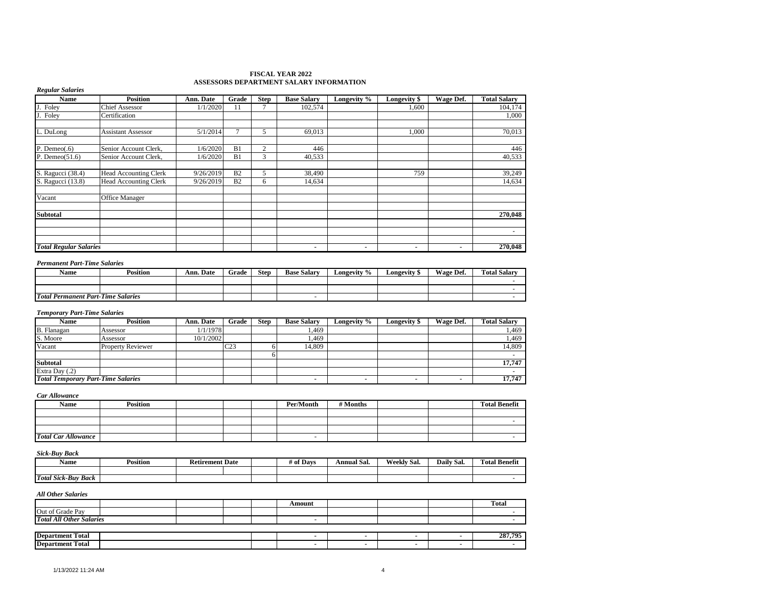# FISCAL YEAR 2022
## ASSESSORS DEPARTMENT SALARY INFORMATION

***Regular Salaries***

| Name | Position | Ann. Date | Grade | Step | Base Salary | Longevity % | Longevity $ | Wage Def. | Total Salary |
|---|---|---|---|---|---|---|---|---|---|
| J. Foley | Chief Assessor | 1/1/2020 | 11 | 7 | 102,574 | | 1,600 | | 104,174 |
| J. Foley | Certification | | | | | | | | 1,000 |
| | | | | | | | | | |
| L. DuLong | Assistant Assessor | 5/1/2014 | 7 | 5 | 69,013 | | 1,000 | | 70,013 |
| | | | | | | | | | |
| P. Demeo(.6) | Senior Account Clerk, | 1/6/2020 | B1 | 2 | 446 | | | | 446 |
| P. Demeo(51.6) | Senior Account Clerk, | 1/6/2020 | B1 | 3 | 40,533 | | | | 40,533 |
| | | | | | | | | | |
| S. Ragucci (38.4) | Head Accounting Clerk | 9/26/2019 | B2 | 5 | 38,490 | | 759 | | 39,249 |
| S. Ragucci (13.8) | Head Accounting Clerk | 9/26/2019 | B2 | 6 | 14,634 | | | | 14,634 |
| | | | | | | | | | |
| Vacant | Office Manager | | | | | | | | |
| | | | | | | | | | |
| **Subtotal** | | | | | | | | | **270,048** |
| | | | | | | | | | |
| | | | | | | | | | - |
| | | | | | | | | | |
| ***Total Regular Salaries*** | | | | | - | - | - | - | **270,048** |

***Permanent Part-Time Salaries***

| Name | Position | Ann. Date | Grade | Step | Base Salary | Longevity % | Longevity $ | Wage Def. | Total Salary |
|---|---|---|---|---|---|---|---|---|---|
| | | | | | | | | | - |
| | | | | | | | | | - |
| ***Total Permanent Part-Time Salaries*** | | | | | - | | | | - |

***Temporary Part-Time Salaries***

| Name | Position | Ann. Date | Grade | Step | Base Salary | Longevity % | Longevity $ | Wage Def. | Total Salary |
|---|---|---|---|---|---|---|---|---|---|
| B. Flanagan | Assessor | 1/1/1978 | | | 1,469 | | | | 1,469 |
| S. Moore | Assessor | 10/1/2002 | | | 1,469 | | | | 1,469 |
| Vacant | Property Reviewer | | C23 | 6 | 14,809 | | | | 14,809 |
| | | | | 6 | | | | | - |
| **Subtotal** | | | | | | | | | **17,747** |
| Extra Day (.2) | | | | | | | | | - |
| ***Total Temporary Part-Time Salaries*** | | | | | - | - | - | - | **17,747** |

***Car Allowance***

| Name | Position | | | | Per/Month | # Months | | | Total Benefit |
|---|---|---|---|---|---|---|---|---|---|
| | | | | | | | | | |
| | | | | | | | | | - |
| | | | | | | | | | |
| ***Total Car Allowance*** | | | | | - | | | | - |

***Sick-Buy Back***

| Name | Position | Retirement Date | | | # of Days | Annual Sal. | Weekly Sal. | Daily Sal. | Total Benefit |
|---|---|---|---|---|---|---|---|---|---|
| | | | | | | | | | |
| ***Total Sick-Buy Back*** | | | | | | | | | - |

***All Other Salaries***

| | | | | | Amount | | | | Total |
|---|---|---|---|---|---|---|---|---|---|
| Out of Grade Pay | | | | | | | | | - |
| ***Total All Other Salaries*** | | | | | - | | | | - |
| | | | | | | | | | |
| **Department Total** | | | | | - | - | - | - | **287,795** |
| **Department Total** | | | | | - | - | - | - | - |

1/13/2022 11:24 AM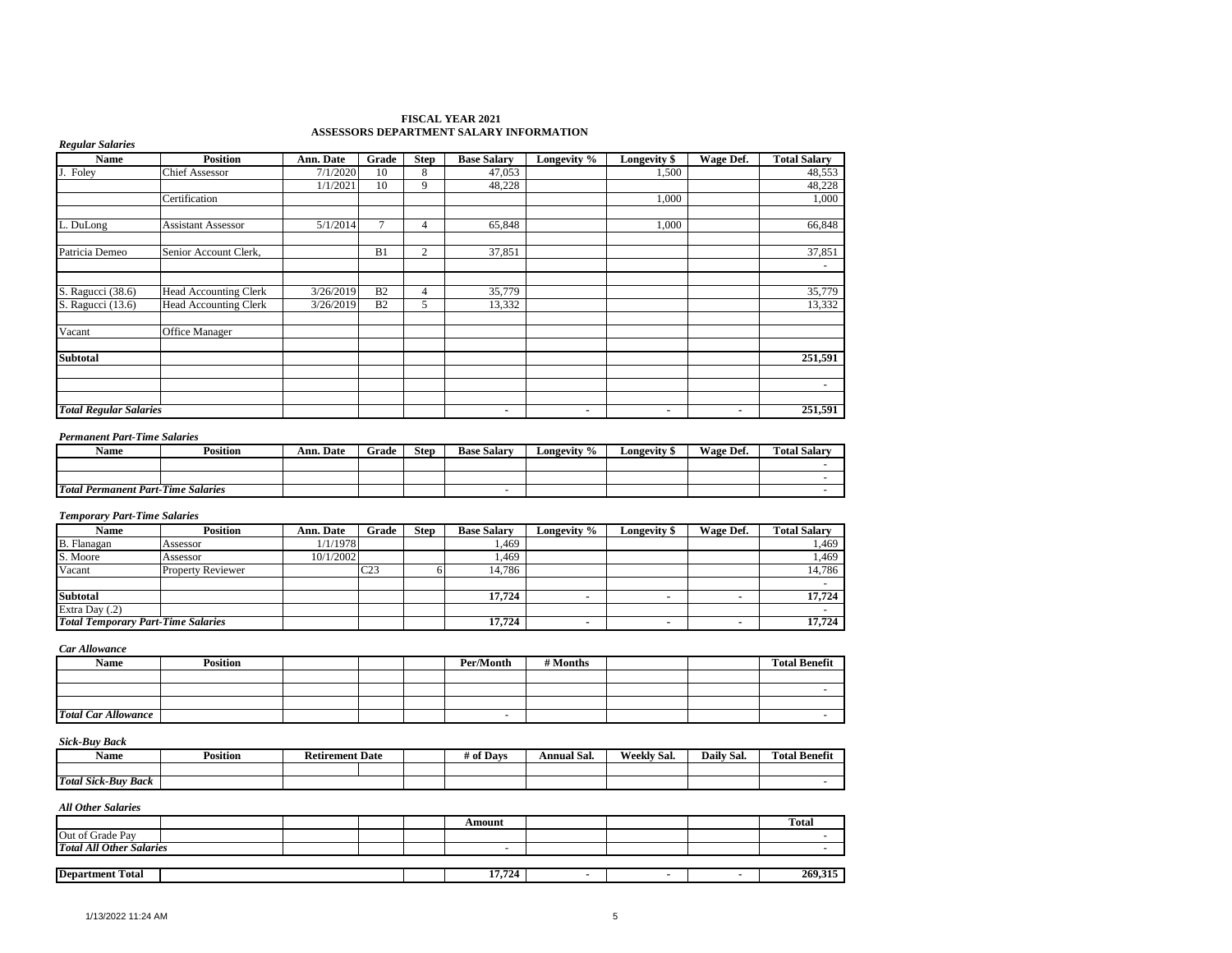# FISCAL YEAR 2021
## ASSESSORS DEPARTMENT SALARY INFORMATION

*Regular Salaries*

| Name | Position | Ann. Date | Grade | Step | Base Salary | Longevity % | Longevity $ | Wage Def. | Total Salary |
|---|---|---|---|---|---|---|---|---|---|
| J. Foley | Chief Assessor | 7/1/2020 | 10 | 8 | 47,053 | | 1,500 | | 48,553 |
| | | 1/1/2021 | 10 | 9 | 48,228 | | | | 48,228 |
| | Certification | | | | | | 1,000 | | 1,000 |
| | | | | | | | | | |
| L. DuLong | Assistant Assessor | 5/1/2014 | 7 | 4 | 65,848 | | 1,000 | | 66,848 |
| | | | | | | | | | |
| Patricia Demeo | Senior Account Clerk, | | B1 | 2 | 37,851 | | | | 37,851 |
| | | | | | | | | | - |
| | | | | | | | | | |
| S. Ragucci (38.6) | Head Accounting Clerk | 3/26/2019 | B2 | 4 | 35,779 | | | | 35,779 |
| S. Ragucci (13.6) | Head Accounting Clerk | 3/26/2019 | B2 | 5 | 13,332 | | | | 13,332 |
| | | | | | | | | | |
| Vacant | Office Manager | | | | | | | | |
| | | | | | | | | | |
| **Subtotal** | | | | | | | | | **251,591** |
| | | | | | | | | | |
| | | | | | | | | | - |
| | | | | | | | | | |
| ***Total Regular Salaries*** | | | | | - | - | - | - | **251,591** |

*Permanent Part-Time Salaries*

| Name | Position | Ann. Date | Grade | Step | Base Salary | Longevity % | Longevity $ | Wage Def. | Total Salary |
|---|---|---|---|---|---|---|---|---|---|
| | | | | | | | | | - |
| | | | | | | | | | - |
| ***Total Permanent Part-Time Salaries*** | | | | | - | | | | - |

*Temporary Part-Time Salaries*

| Name | Position | Ann. Date | Grade | Step | Base Salary | Longevity % | Longevity $ | Wage Def. | Total Salary |
|---|---|---|---|---|---|---|---|---|---|
| B. Flanagan | Assessor | 1/1/1978 | | | 1,469 | | | | 1,469 |
| S. Moore | Assessor | 10/1/2002 | | | 1,469 | | | | 1,469 |
| Vacant | Property Reviewer | | C23 | 6 | 14,786 | | | | 14,786 |
| | | | | | | | | | - |
| **Subtotal** | | | | | **17,724** | - | - | - | **17,724** |
| Extra Day (.2) | | | | | | | | | - |
| ***Total Temporary Part-Time Salaries*** | | | | | **17,724** | - | - | - | **17,724** |

*Car Allowance*

| Name | Position | | | | Per/Month | # Months | | | Total Benefit |
|---|---|---|---|---|---|---|---|---|---|
| | | | | | | | | | |
| | | | | | | | | | - |
| | | | | | | | | | |
| ***Total Car Allowance*** | | | | | - | | | | - |

*Sick-Buy Back*

| Name | Position | Retirement Date | | | # of Days | Annual Sal. | Weekly Sal. | Daily Sal. | Total Benefit |
|---|---|---|---|---|---|---|---|---|---|
| | | | | | | | | | |
| ***Total Sick-Buy Back*** | | | | | | | | | - |

*All Other Salaries*

| | | | | | Amount | | | | Total |
|---|---|---|---|---|---|---|---|---|---|
| Out of Grade Pay | | | | | | | | | - |
| ***Total All Other Salaries*** | | | | | - | | | | - |
| | | | | | | | | | |
| **Department Total** | | | | | 17,724 | - | - | - | 269,315 |

1/13/2022 11:24 AM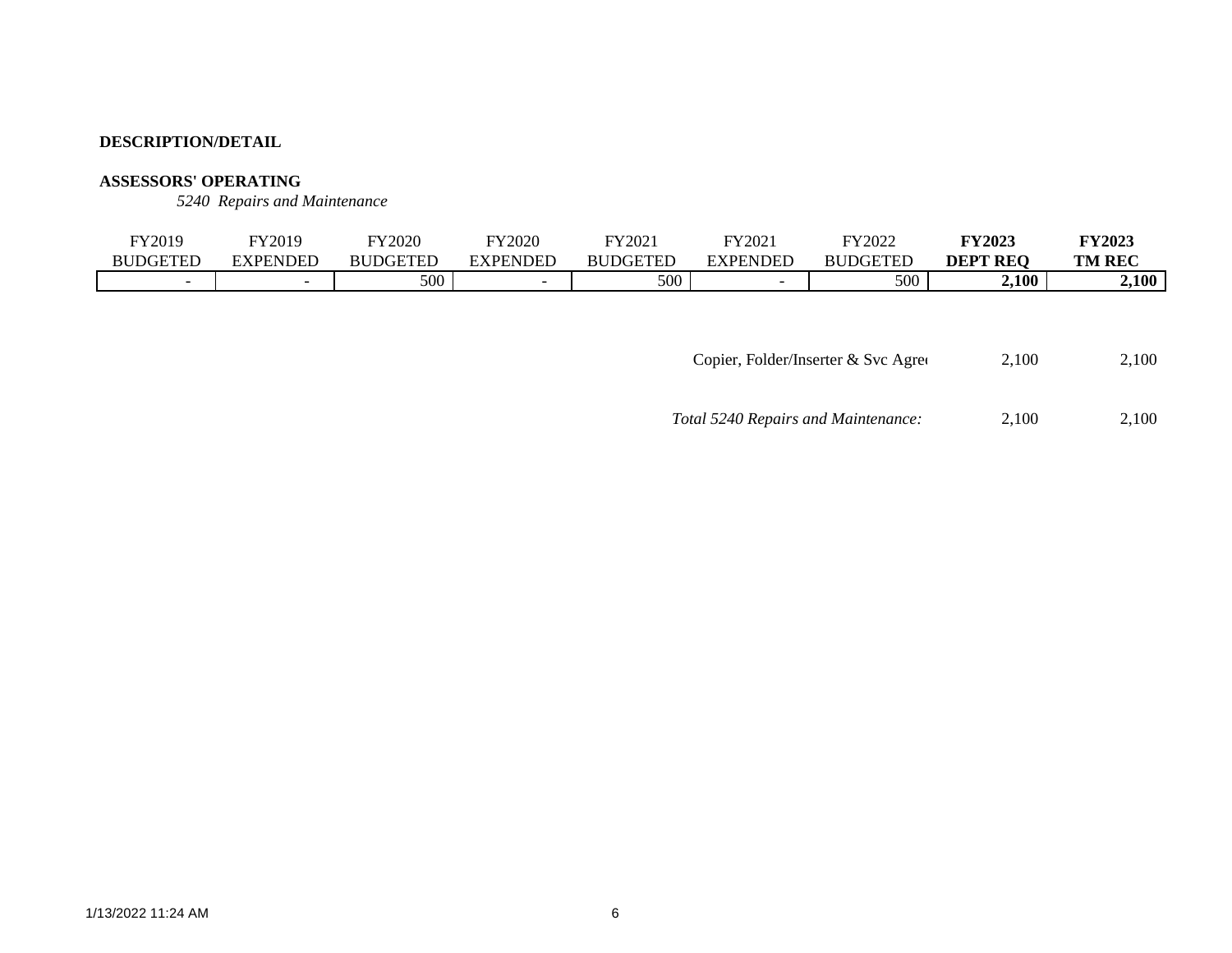**DESCRIPTION/DETAIL**

**ASSESSORS' OPERATING**

*5240 Repairs and Maintenance*

| FY2019 BUDGETED | FY2019 EXPENDED | FY2020 BUDGETED | FY2020 EXPENDED | FY2021 BUDGETED | FY2021 EXPENDED | FY2022 BUDGETED | **FY2023 DEPT REQ** | **FY2023 TM REC** |
|---|---|---|---|---|---|---|---|---|
| - | - | 500 | - | 500 | - | 500 | **2,100** | **2,100** |

| | | |
|---|---|---|
| Copier, Folder/Inserter & Svc Agre | 2,100 | 2,100 |
| *Total 5240 Repairs and Maintenance:* | 2,100 | 2,100 |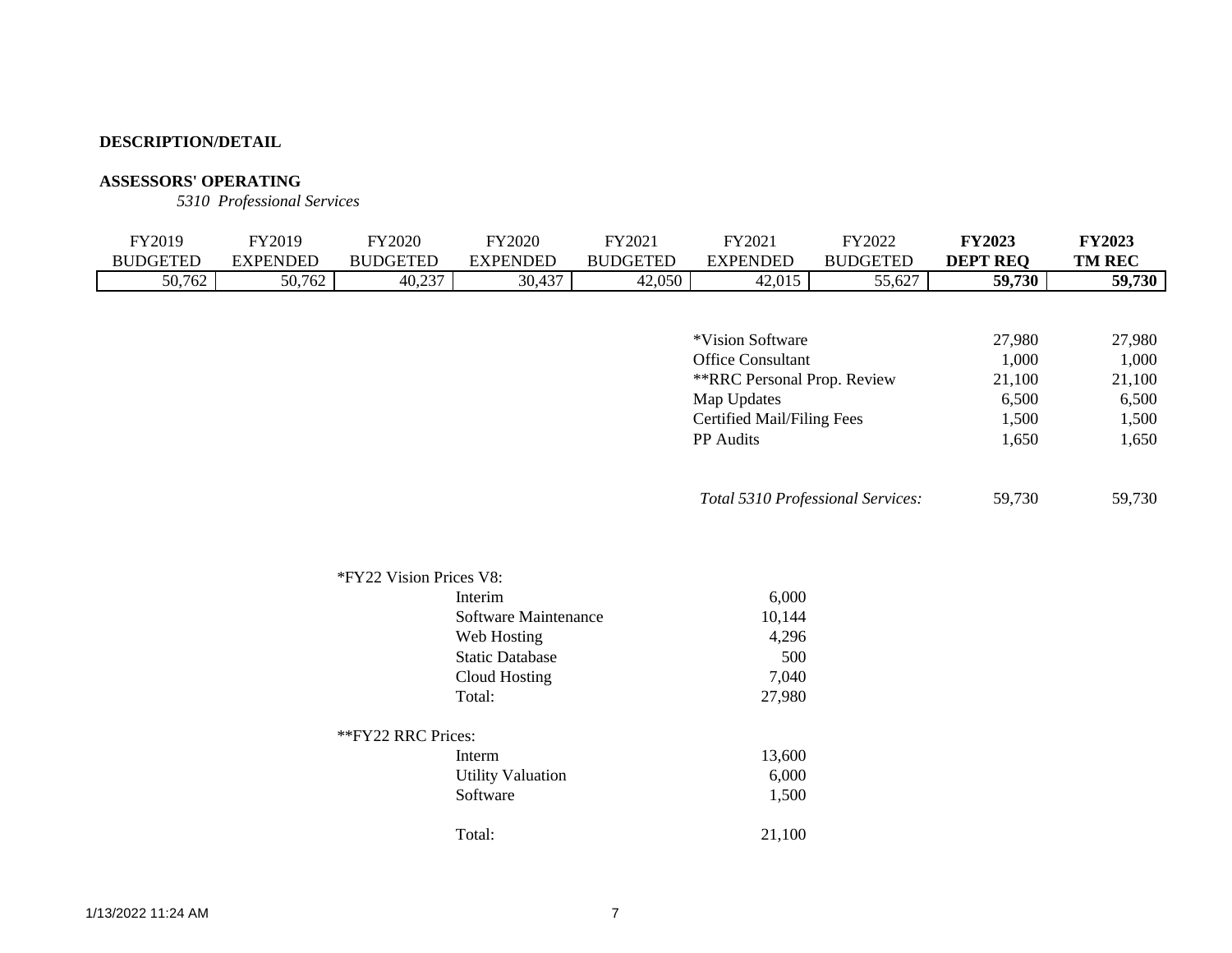**DESCRIPTION/DETAIL**

**ASSESSORS' OPERATING**

*5310 Professional Services*

| FY2019 BUDGETED | FY2019 EXPENDED | FY2020 BUDGETED | FY2020 EXPENDED | FY2021 BUDGETED | FY2021 EXPENDED | FY2022 BUDGETED | **FY2023 DEPT REQ** | **FY2023 TM REC** |
|---|---|---|---|---|---|---|---|---|
| 50,762 | 50,762 | 40,237 | 30,437 | 42,050 | 42,015 | 55,627 | **59,730** | **59,730** |

| | FY2023 DEPT REQ | FY2023 TM REC |
|---|---|---|
| *Vision Software | 27,980 | 27,980 |
| Office Consultant | 1,000 | 1,000 |
| **RRC Personal Prop. Review | 21,100 | 21,100 |
| Map Updates | 6,500 | 6,500 |
| Certified Mail/Filing Fees | 1,500 | 1,500 |
| PP Audits | 1,650 | 1,650 |
| *Total 5310 Professional Services:* | 59,730 | 59,730 |

*FY22 Vision Prices V8:

| | |
|---|---|
| Interim | 6,000 |
| Software Maintenance | 10,144 |
| Web Hosting | 4,296 |
| Static Database | 500 |
| Cloud Hosting | 7,040 |
| Total: | 27,980 |

**FY22 RRC Prices:

| | |
|---|---|
| Interm | 13,600 |
| Utility Valuation | 6,000 |
| Software | 1,500 |
| Total: | 21,100 |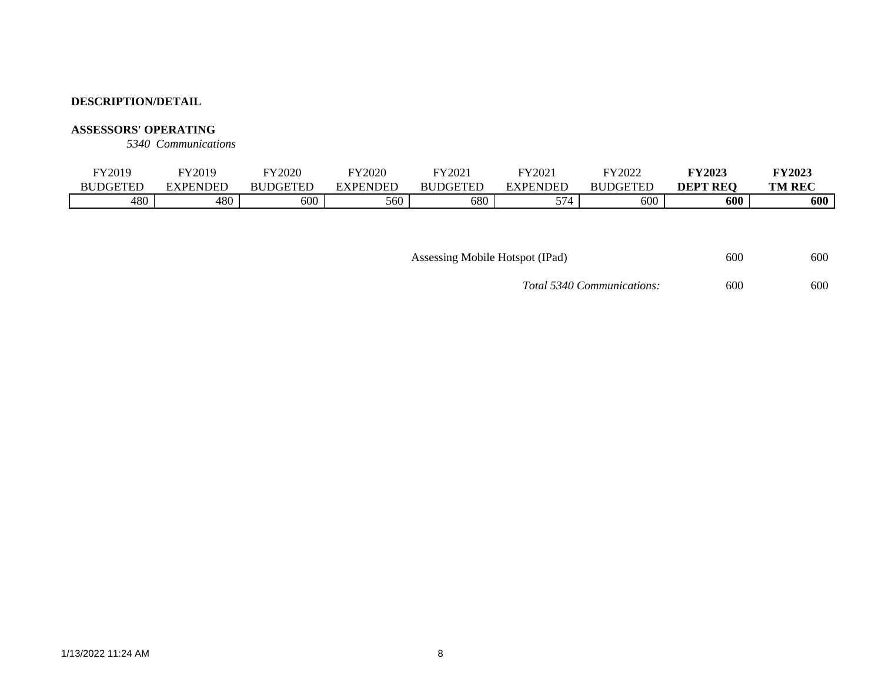**DESCRIPTION/DETAIL**

**ASSESSORS' OPERATING**

*5340 Communications*

| FY2019 BUDGETED | FY2019 EXPENDED | FY2020 BUDGETED | FY2020 EXPENDED | FY2021 BUDGETED | FY2021 EXPENDED | FY2022 BUDGETED | **FY2023 DEPT REQ** | **FY2023 TM REC** |
|---|---|---|---|---|---|---|---|---|
| 480 | 480 | 600 | 560 | 680 | 574 | 600 | **600** | **600** |

| | FY2023 DEPT REQ | FY2023 TM REC |
|---|---|---|
| Assessing Mobile Hotspot (IPad) | 600 | 600 |
| *Total 5340 Communications:* | 600 | 600 |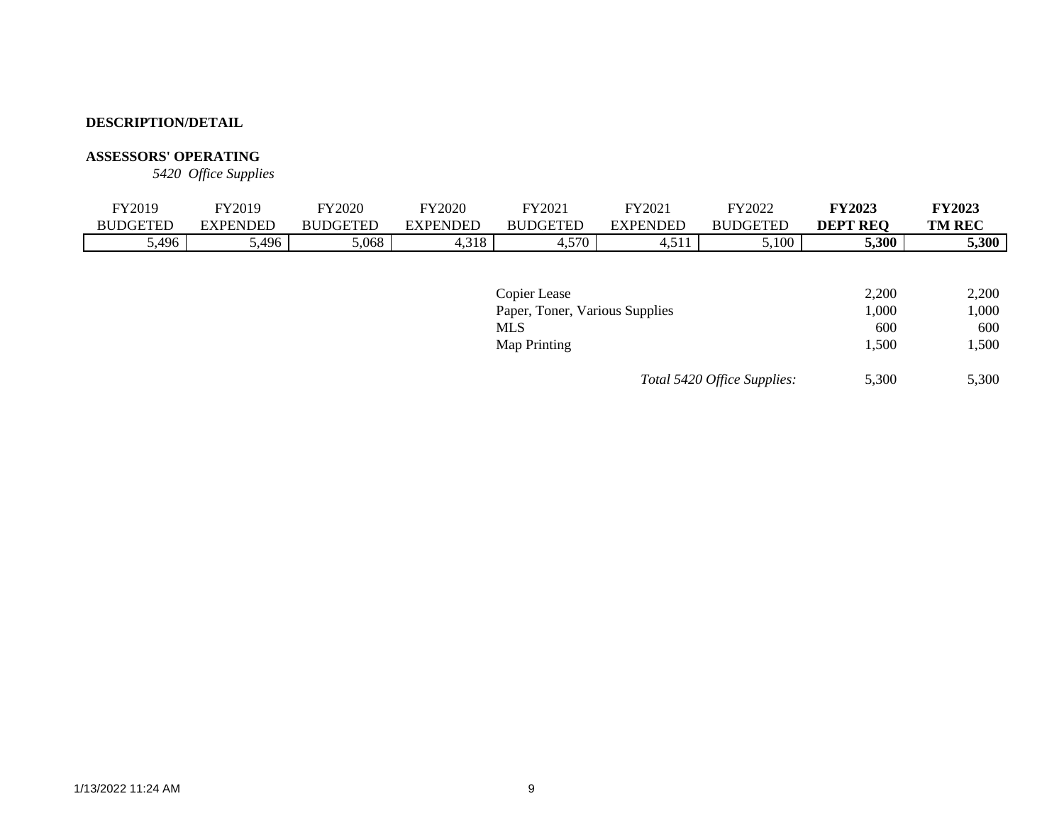**DESCRIPTION/DETAIL**

**ASSESSORS' OPERATING**

*5420 Office Supplies*

| FY2019 BUDGETED | FY2019 EXPENDED | FY2020 BUDGETED | FY2020 EXPENDED | FY2021 BUDGETED | FY2021 EXPENDED | FY2022 BUDGETED | **FY2023 DEPT REQ** | **FY2023 TM REC** |
|---|---|---|---|---|---|---|---|---|
| 5,496 | 5,496 | 5,068 | 4,318 | 4,570 | 4,511 | 5,100 | **5,300** | **5,300** |

| | DEPT REQ | TM REC |
|---|---|---|
| Copier Lease | 2,200 | 2,200 |
| Paper, Toner, Various Supplies | 1,000 | 1,000 |
| MLS | 600 | 600 |
| Map Printing | 1,500 | 1,500 |
| *Total 5420 Office Supplies:* | 5,300 | 5,300 |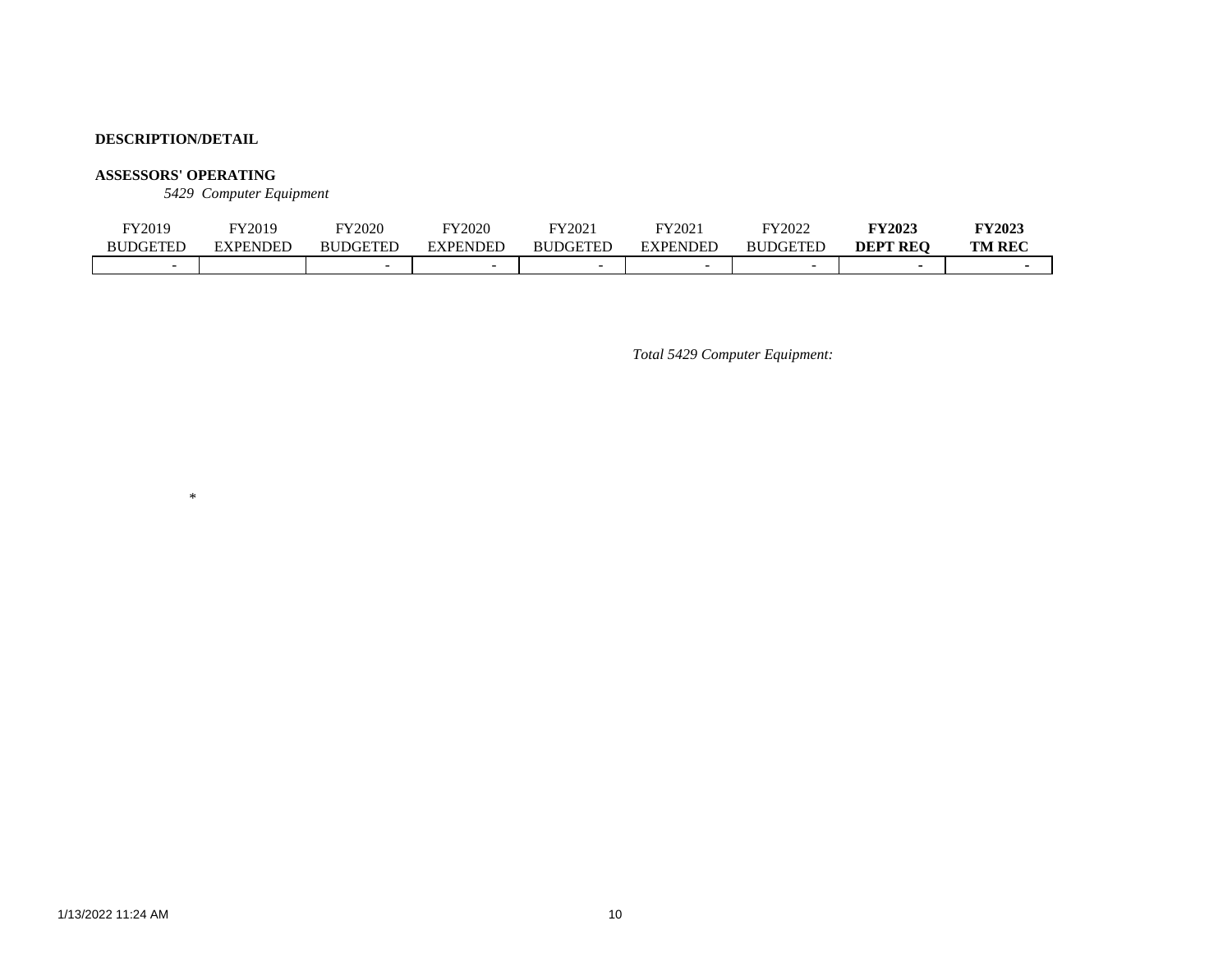**DESCRIPTION/DETAIL**

**ASSESSORS' OPERATING**

*5429 Computer Equipment*

| FY2019 BUDGETED | FY2019 EXPENDED | FY2020 BUDGETED | FY2020 EXPENDED | FY2021 BUDGETED | FY2021 EXPENDED | FY2022 BUDGETED | **FY2023 DEPT REQ** | **FY2023 TM REC** |
|---|---|---|---|---|---|---|---|---|
| - | | - | - | - | - | - | - | - |

*Total 5429 Computer Equipment:*

*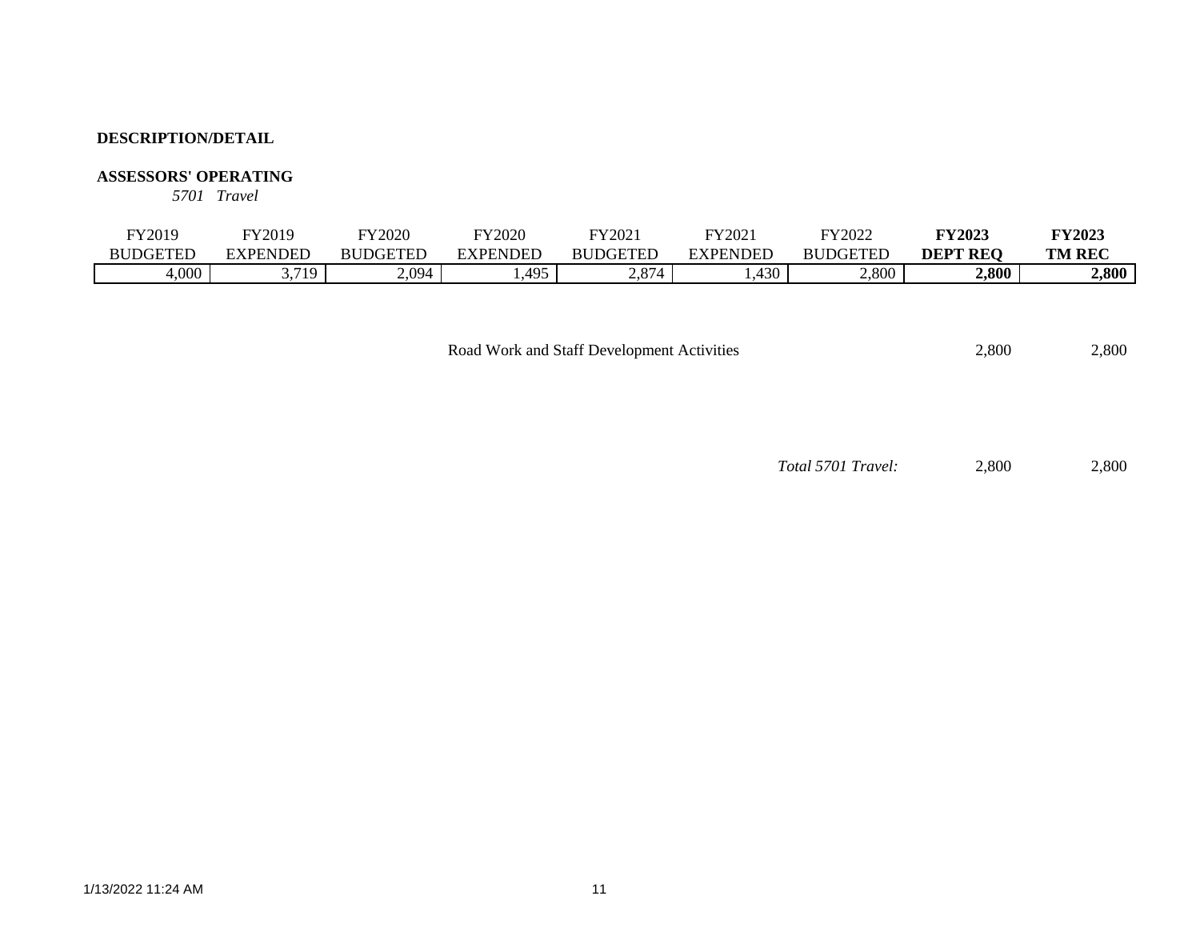**DESCRIPTION/DETAIL**

**ASSESSORS' OPERATING**

*5701 Travel*

| FY2019 BUDGETED | FY2019 EXPENDED | FY2020 BUDGETED | FY2020 EXPENDED | FY2021 BUDGETED | FY2021 EXPENDED | FY2022 BUDGETED | **FY2023 DEPT REQ** | **FY2023 TM REC** |
|---|---|---|---|---|---|---|---|---|
| 4,000 | 3,719 | 2,094 | 1,495 | 2,874 | 1,430 | 2,800 | **2,800** | **2,800** |

| | | |
|---|---|---|
| Road Work and Staff Development Activities | 2,800 | 2,800 |
| *Total 5701 Travel:* | 2,800 | 2,800 |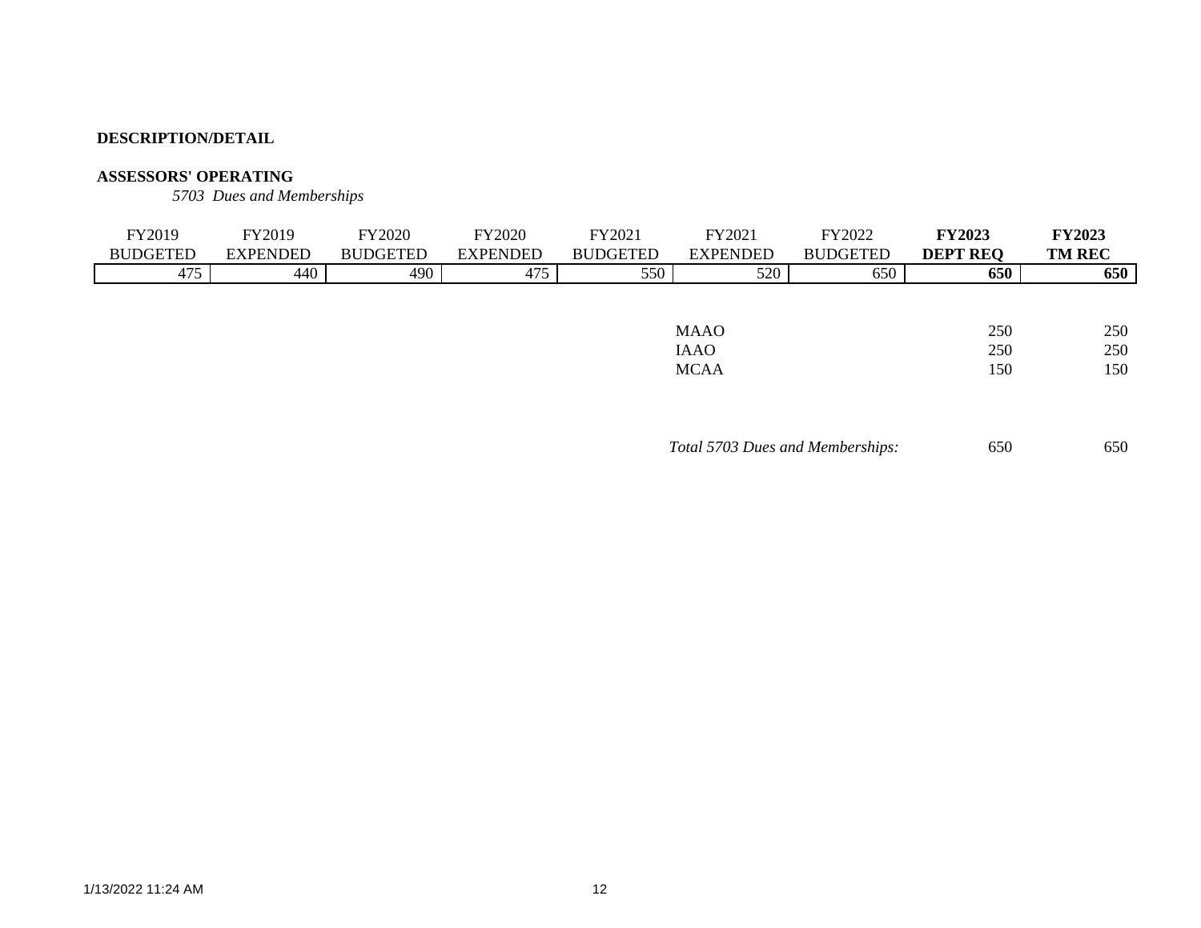**DESCRIPTION/DETAIL**

**ASSESSORS' OPERATING**

*5703 Dues and Memberships*

| FY2019 BUDGETED | FY2019 EXPENDED | FY2020 BUDGETED | FY2020 EXPENDED | FY2021 BUDGETED | FY2021 EXPENDED | FY2022 BUDGETED | **FY2023 DEPT REQ** | **FY2023 TM REC** |
|---|---|---|---|---|---|---|---|---|
| 475 | 440 | 490 | 475 | 550 | 520 | 650 | **650** | **650** |

| | | DEPT REQ | TM REC |
|---|---|---|---|
| MAAO | | 250 | 250 |
| IAAO | | 250 | 250 |
| MCAA | | 150 | 150 |
| *Total 5703 Dues and Memberships:* | | 650 | 650 |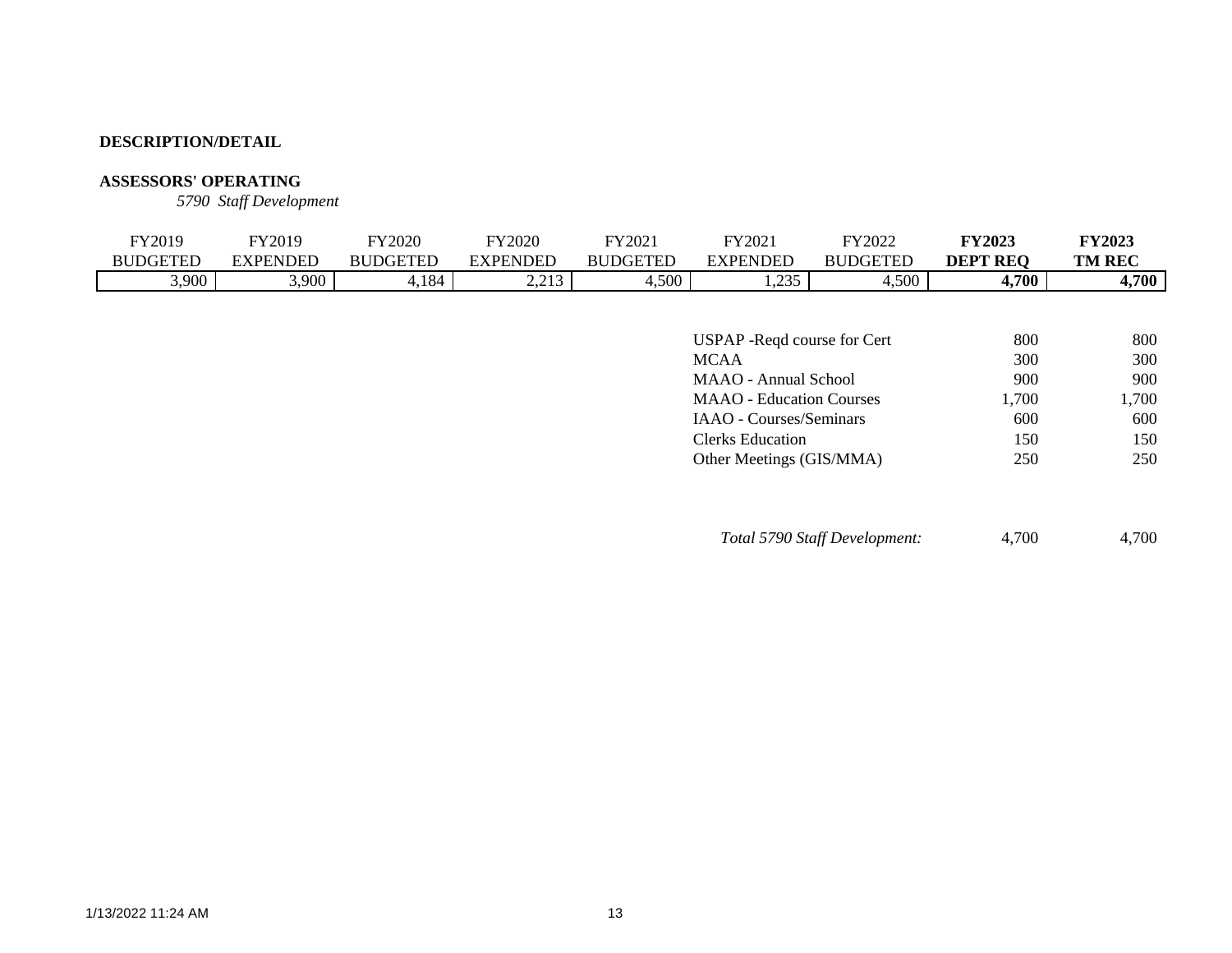**DESCRIPTION/DETAIL**

**ASSESSORS' OPERATING**

*5790 Staff Development*

| FY2019 BUDGETED | FY2019 EXPENDED | FY2020 BUDGETED | FY2020 EXPENDED | FY2021 BUDGETED | FY2021 EXPENDED | FY2022 BUDGETED | **FY2023 DEPT REQ** | **FY2023 TM REC** |
|---|---|---|---|---|---|---|---|---|
| 3,900 | 3,900 | 4,184 | 2,213 | 4,500 | 1,235 | 4,500 | **4,700** | **4,700** |

| Item | FY2023 DEPT REQ | FY2023 TM REC |
|---|---|---|
| USPAP -Reqd course for Cert | 800 | 800 |
| MCAA | 300 | 300 |
| MAAO - Annual School | 900 | 900 |
| MAAO - Education Courses | 1,700 | 1,700 |
| IAAO - Courses/Seminars | 600 | 600 |
| Clerks Education | 150 | 150 |
| Other Meetings (GIS/MMA) | 250 | 250 |
| *Total 5790 Staff Development:* | 4,700 | 4,700 |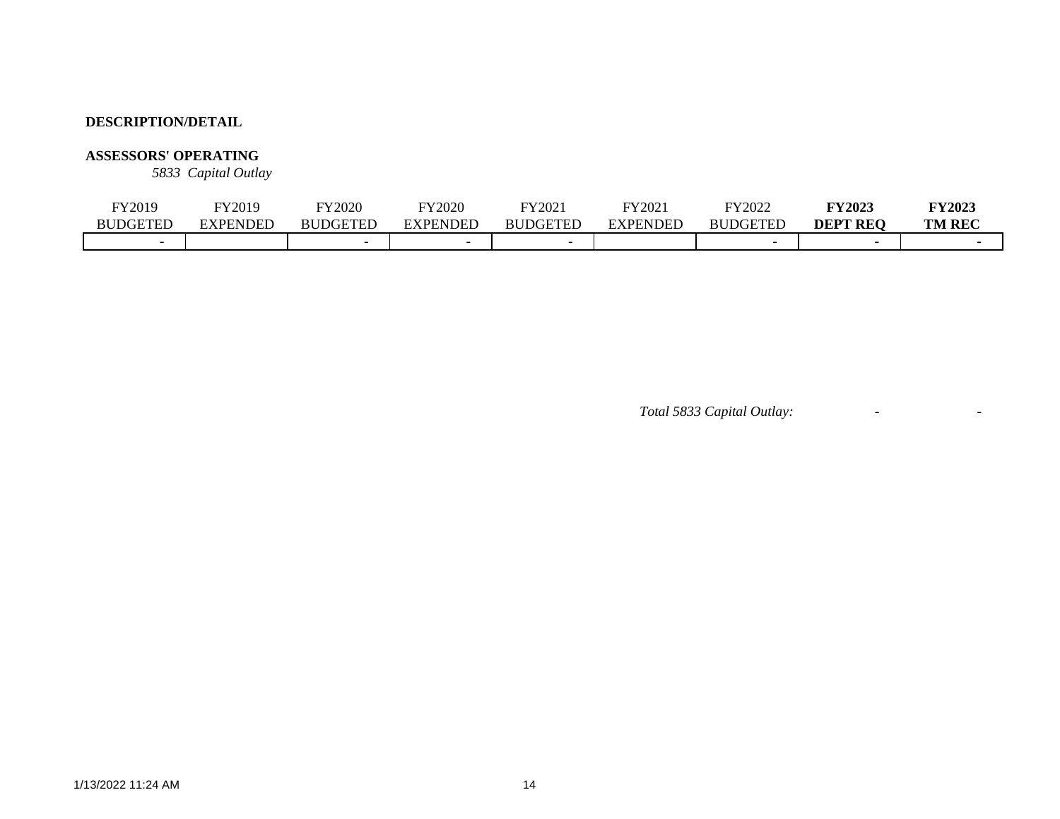**DESCRIPTION/DETAIL**

**ASSESSORS' OPERATING**

*5833 Capital Outlay*

| FY2019 BUDGETED | FY2019 EXPENDED | FY2020 BUDGETED | FY2020 EXPENDED | FY2021 BUDGETED | FY2021 EXPENDED | FY2022 BUDGETED | **FY2023 DEPT REQ** | **FY2023 TM REC** |
|---|---|---|---|---|---|---|---|---|
| - | | - | - | - | | - | - | - |

*Total 5833 Capital Outlay:* - -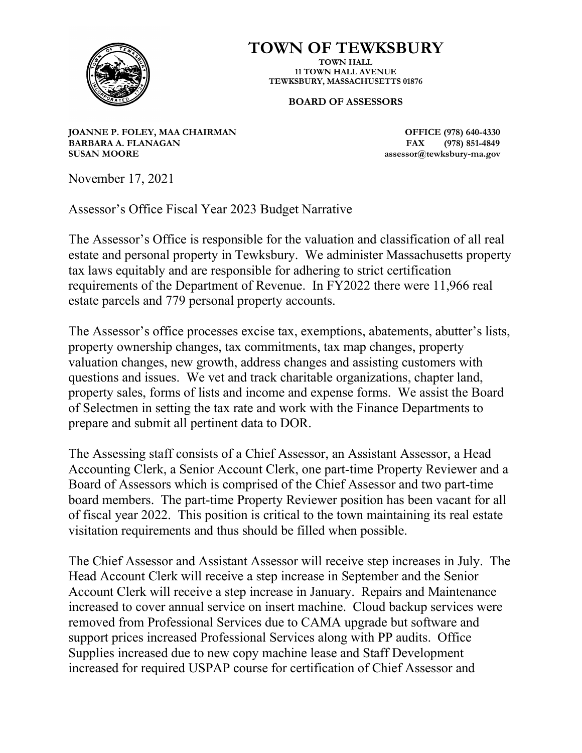# TOWN OF TEWKSBURY

**TOWN HALL**
**11 TOWN HALL AVENUE**
**TEWKSBURY, MASSACHUSETTS 01876**

**BOARD OF ASSESSORS**

**JOANNE P. FOLEY, MAA CHAIRMAN**
**BARBARA A. FLANAGAN**
**SUSAN MOORE**

**OFFICE (978) 640-4330**
**FAX (978) 851-4849**
**assessor@tewksbury-ma.gov**

November 17, 2021

Assessor's Office Fiscal Year 2023 Budget Narrative

The Assessor's Office is responsible for the valuation and classification of all real estate and personal property in Tewksbury. We administer Massachusetts property tax laws equitably and are responsible for adhering to strict certification requirements of the Department of Revenue. In FY2022 there were 11,966 real estate parcels and 779 personal property accounts.

The Assessor's office processes excise tax, exemptions, abatements, abutter's lists, property ownership changes, tax commitments, tax map changes, property valuation changes, new growth, address changes and assisting customers with questions and issues. We vet and track charitable organizations, chapter land, property sales, forms of lists and income and expense forms. We assist the Board of Selectmen in setting the tax rate and work with the Finance Departments to prepare and submit all pertinent data to DOR.

The Assessing staff consists of a Chief Assessor, an Assistant Assessor, a Head Accounting Clerk, a Senior Account Clerk, one part-time Property Reviewer and a Board of Assessors which is comprised of the Chief Assessor and two part-time board members. The part-time Property Reviewer position has been vacant for all of fiscal year 2022. This position is critical to the town maintaining its real estate visitation requirements and thus should be filled when possible.

The Chief Assessor and Assistant Assessor will receive step increases in July. The Head Account Clerk will receive a step increase in September and the Senior Account Clerk will receive a step increase in January. Repairs and Maintenance increased to cover annual service on insert machine. Cloud backup services were removed from Professional Services due to CAMA upgrade but software and support prices increased Professional Services along with PP audits. Office Supplies increased due to new copy machine lease and Staff Development increased for required USPAP course for certification of Chief Assessor and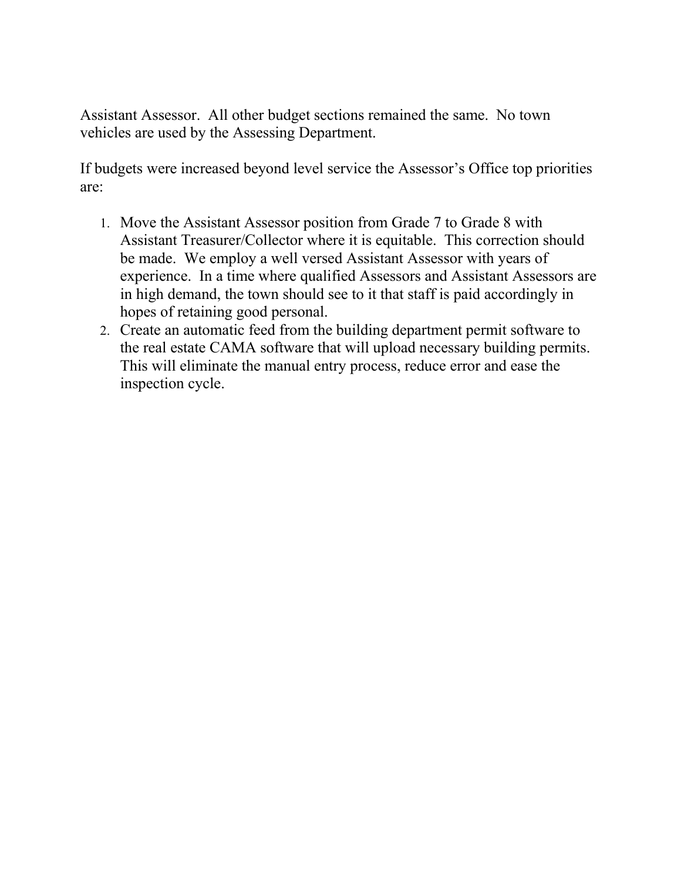Assistant Assessor. All other budget sections remained the same. No town vehicles are used by the Assessing Department.

If budgets were increased beyond level service the Assessor's Office top priorities are:

1. Move the Assistant Assessor position from Grade 7 to Grade 8 with Assistant Treasurer/Collector where it is equitable. This correction should be made. We employ a well versed Assistant Assessor with years of experience. In a time where qualified Assessors and Assistant Assessors are in high demand, the town should see to it that staff is paid accordingly in hopes of retaining good personal.
2. Create an automatic feed from the building department permit software to the real estate CAMA software that will upload necessary building permits. This will eliminate the manual entry process, reduce error and ease the inspection cycle.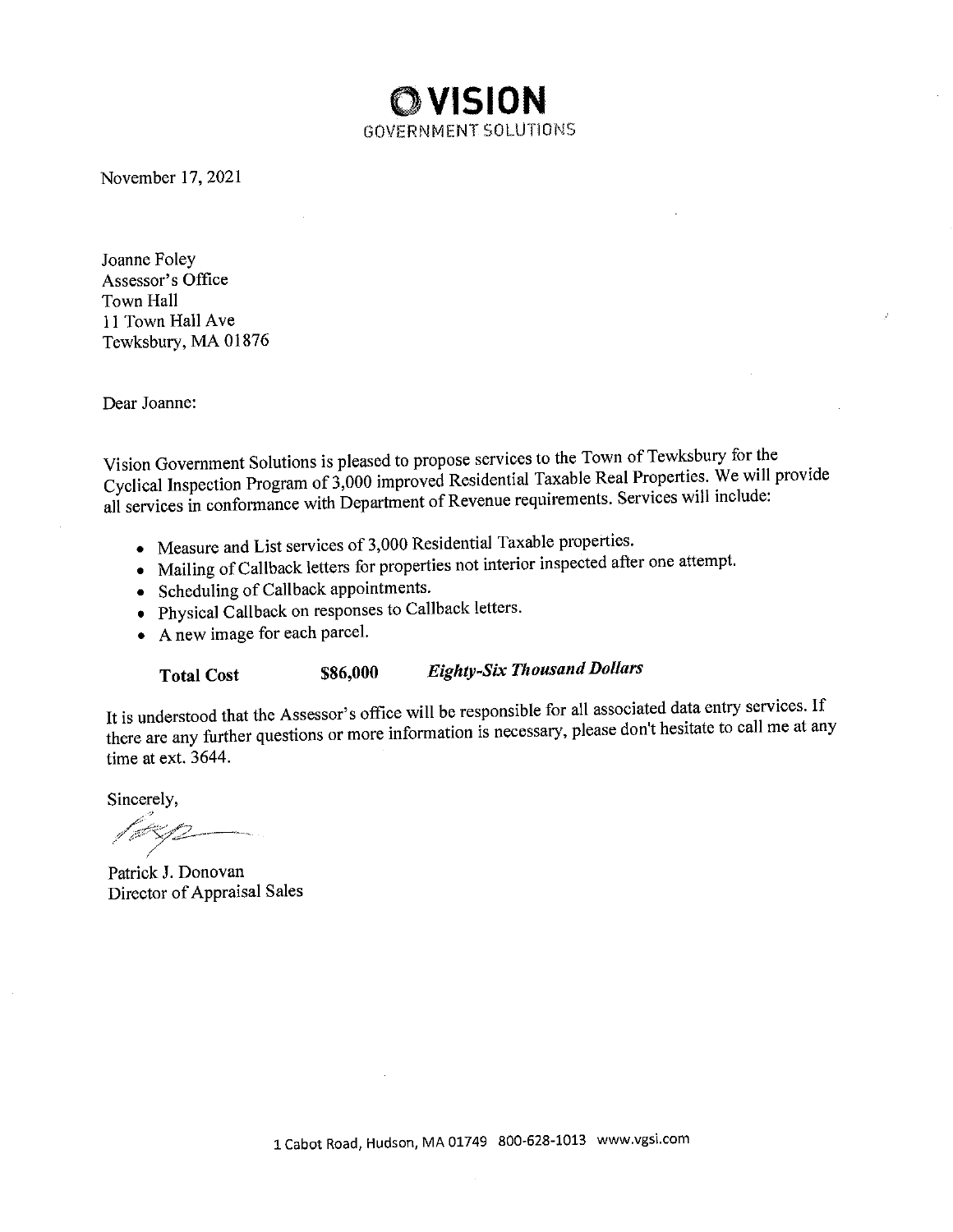# VISION

GOVERNMENT SOLUTIONS

November 17, 2021

Joanne Foley
Assessor's Office
Town Hall
11 Town Hall Ave
Tewksbury, MA 01876

Dear Joanne:

Vision Government Solutions is pleased to propose services to the Town of Tewksbury for the Cyclical Inspection Program of 3,000 improved Residential Taxable Real Properties. We will provide all services in conformance with Department of Revenue requirements. Services will include:

- Measure and List services of 3,000 Residential Taxable properties.
- Mailing of Callback letters for properties not interior inspected after one attempt.
- Scheduling of Callback appointments.
- Physical Callback on responses to Callback letters.
- A new image for each parcel.

**Total Cost** **$86,000** ***Eighty-Six Thousand Dollars***

It is understood that the Assessor's office will be responsible for all associated data entry services. If there are any further questions or more information is necessary, please don't hesitate to call me at any time at ext. 3644.

Sincerely,

Patrick J. Donovan
Director of Appraisal Sales

1 Cabot Road, Hudson, MA 01749 800-628-1013 www.vgsi.com